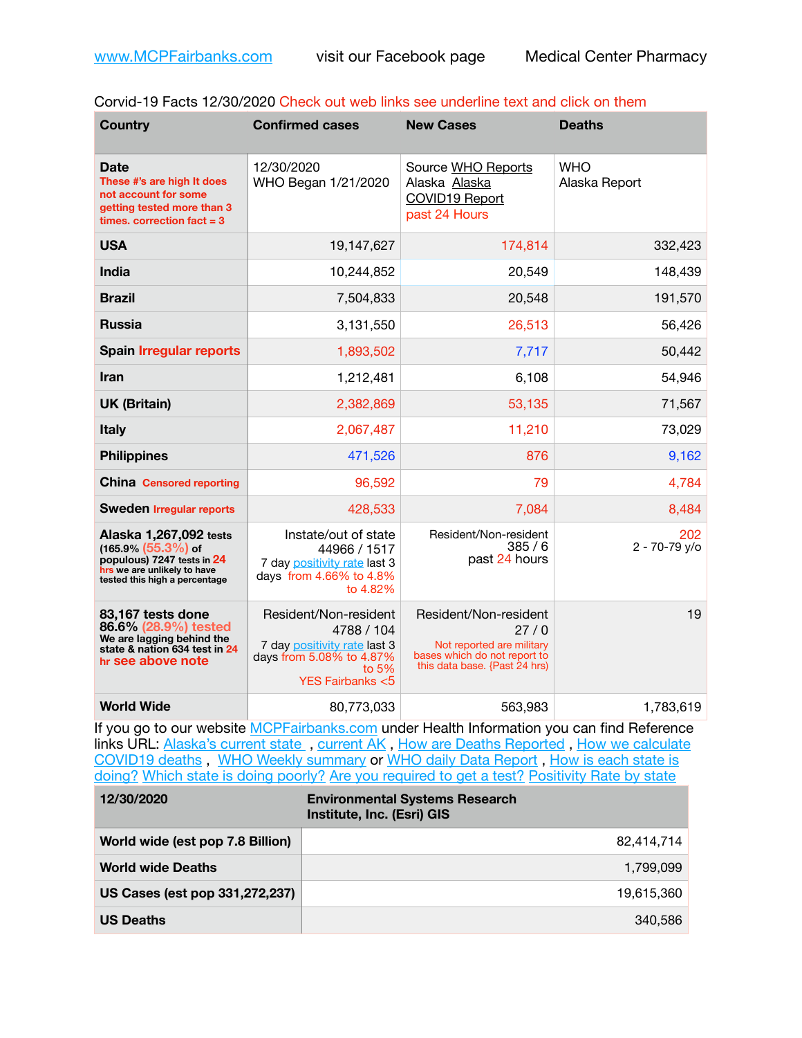www.MCPFairbanks.com visit our Facebook page Medical Center Pharmacy

Corvid-19 Facts 12/30/2020 Check out web links see underline text and click on them

| Country | Confirmed cases | New Cases | Deaths |
|---|---|---|---|
| **Date** These #'s are high It does not account for some getting tested more than 3 times. correction fact = 3 | 12/30/2020 WHO Began 1/21/2020 | Source WHO Reports Alaska Alaska COVID19 Report past 24 Hours | WHO Alaska Report |
| **USA** | 19,147,627 | 174,814 | 332,423 |
| **India** | 10,244,852 | 20,549 | 148,439 |
| **Brazil** | 7,504,833 | 20,548 | 191,570 |
| **Russia** | 3,131,550 | 26,513 | 56,426 |
| **Spain** Irregular reports | 1,893,502 | 7,717 | 50,442 |
| **Iran** | 1,212,481 | 6,108 | 54,946 |
| **UK (Britain)** | 2,382,869 | 53,135 | 71,567 |
| **Italy** | 2,067,487 | 11,210 | 73,029 |
| **Philippines** | 471,526 | 876 | 9,162 |
| **China** Censored reporting | 96,592 | 79 | 4,784 |
| **Sweden** Irregular reports | 428,533 | 7,084 | 8,484 |
| **Alaska 1,267,092** tests (165.9% (55.3%) of populous) 7247 tests in 24 hrs we are unlikely to have tested this high a percentage | Instate/out of state 44966 / 1517 7 day positivity rate last 3 days from 4.66% to 4.8% to 4.82% | Resident/Non-resident 385 / 6 past 24 hours | 202 2 - 70-79 y/o |
| **83,167 tests done 86.6% (28.9%) tested** We are lagging behind the state & nation 634 test in 24 hr see above note | Resident/Non-resident 4788 / 104 7 day positivity rate last 3 days from 5.08% to 4.87% to 5% YES Fairbanks <5 | Resident/Non-resident 27 / 0 Not reported are military bases which do not report to this data base. {Past 24 hrs) | 19 |
| **World Wide** | 80,773,033 | 563,983 | 1,783,619 |

If you go to our website MCPFairbanks.com under Health Information you can find Reference links URL: Alaska's current state , current AK , How are Deaths Reported , How we calculate COVID19 deaths , WHO Weekly summary or WHO daily Data Report , How is each state is doing? Which state is doing poorly? Are you required to get a test? Positivity Rate by state

| 12/30/2020 | Environmental Systems Research Institute, Inc. (Esri) GIS |
|---|---|
| **World wide (est pop 7.8 Billion)** | 82,414,714 |
| **World wide Deaths** | 1,799,099 |
| **US Cases (est pop 331,272,237)** | 19,615,360 |
| **US Deaths** | 340,586 |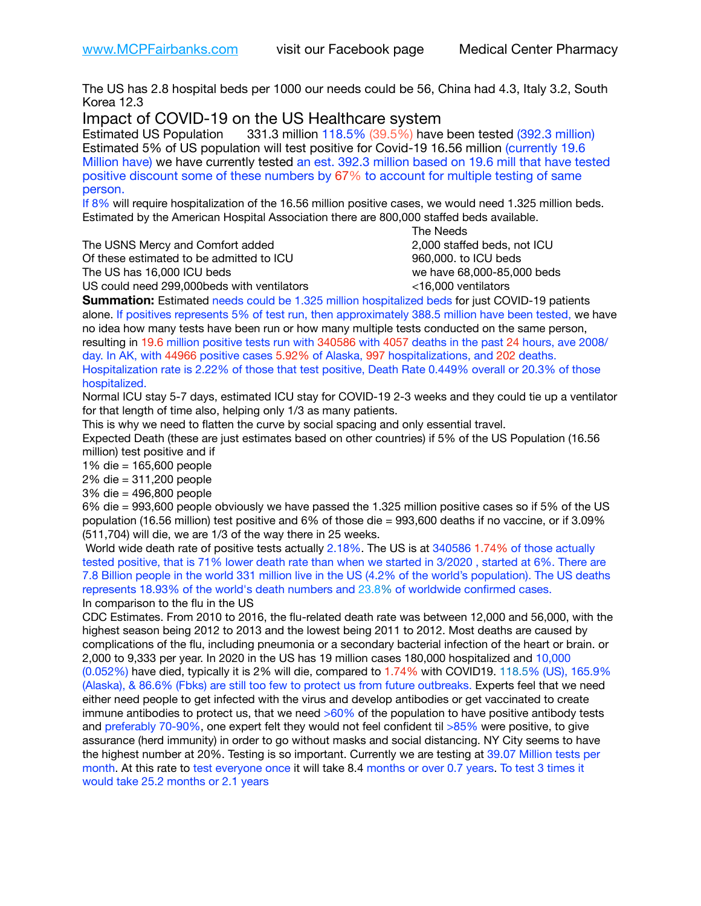www.MCPFairbanks.com visit our Facebook page Medical Center Pharmacy

The US has 2.8 hospital beds per 1000 our needs could be 56, China had 4.3, Italy 3.2, South Korea 12.3

## Impact of COVID-19 on the US Healthcare system

Estimated US Population 331.3 million 118.5% (39.5%) have been tested (392.3 million) Estimated 5% of US population will test positive for Covid-19 16.56 million (currently 19.6 Million have) we have currently tested an est. 392.3 million based on 19.6 mill that have tested positive discount some of these numbers by 67% to account for multiple testing of same person.

If 8% will require hospitalization of the 16.56 million positive cases, we would need 1.325 million beds. Estimated by the American Hospital Association there are 800,000 staffed beds available.

| | The Needs |
|---|---|
| The USNS Mercy and Comfort added | 2,000 staffed beds, not ICU |
| Of these estimated to be admitted to ICU | 960,000. to ICU beds |
| The US has 16,000 ICU beds | we have 68,000-85,000 beds |
| US could need 299,000beds with ventilators | <16,000 ventilators |

**Summation:** Estimated needs could be 1.325 million hospitalized beds for just COVID-19 patients alone. If positives represents 5% of test run, then approximately 388.5 million have been tested, we have no idea how many tests have been run or how many multiple tests conducted on the same person, resulting in 19.6 million positive tests run with 340586 with 4057 deaths in the past 24 hours, ave 2008/day. In AK, with 44966 positive cases 5.92% of Alaska, 997 hospitalizations, and 202 deaths. Hospitalization rate is 2.22% of those that test positive, Death Rate 0.449% overall or 20.3% of those hospitalized.

Normal ICU stay 5-7 days, estimated ICU stay for COVID-19 2-3 weeks and they could tie up a ventilator for that length of time also, helping only 1/3 as many patients.

This is why we need to flatten the curve by social spacing and only essential travel.

Expected Death (these are just estimates based on other countries) if 5% of the US Population (16.56 million) test positive and if

1% die = 165,600 people
2% die = 311,200 people
3% die = 496,800 people
6% die = 993,600 people obviously we have passed the 1.325 million positive cases so if 5% of the US population (16.56 million) test positive and 6% of those die = 993,600 deaths if no vaccine, or if 3.09% (511,704) will die, we are 1/3 of the way there in 25 weeks.

World wide death rate of positive tests actually 2.18%. The US is at 340586 1.74% of those actually tested positive, that is 71% lower death rate than when we started in 3/2020 , started at 6%. There are 7.8 Billion people in the world 331 million live in the US (4.2% of the world's population). The US deaths represents 18.93% of the world's death numbers and 23.8% of worldwide confirmed cases.

In comparison to the flu in the US

CDC Estimates. From 2010 to 2016, the flu-related death rate was between 12,000 and 56,000, with the highest season being 2012 to 2013 and the lowest being 2011 to 2012. Most deaths are caused by complications of the flu, including pneumonia or a secondary bacterial infection of the heart or brain. or 2,000 to 9,333 per year. In 2020 in the US has 19 million cases 180,000 hospitalized and 10,000 (0.052%) have died, typically it is 2% will die, compared to 1.74% with COVID19. 118.5% (US), 165.9% (Alaska), & 86.6% (Fbks) are still too few to protect us from future outbreaks. Experts feel that we need either need people to get infected with the virus and develop antibodies or get vaccinated to create immune antibodies to protect us, that we need >60% of the population to have positive antibody tests and preferably 70-90%, one expert felt they would not feel confident til >85% were positive, to give assurance (herd immunity) in order to go without masks and social distancing. NY City seems to have the highest number at 20%. Testing is so important. Currently we are testing at 39.07 Million tests per month. At this rate to test everyone once it will take 8.4 months or over 0.7 years. To test 3 times it would take 25.2 months or 2.1 years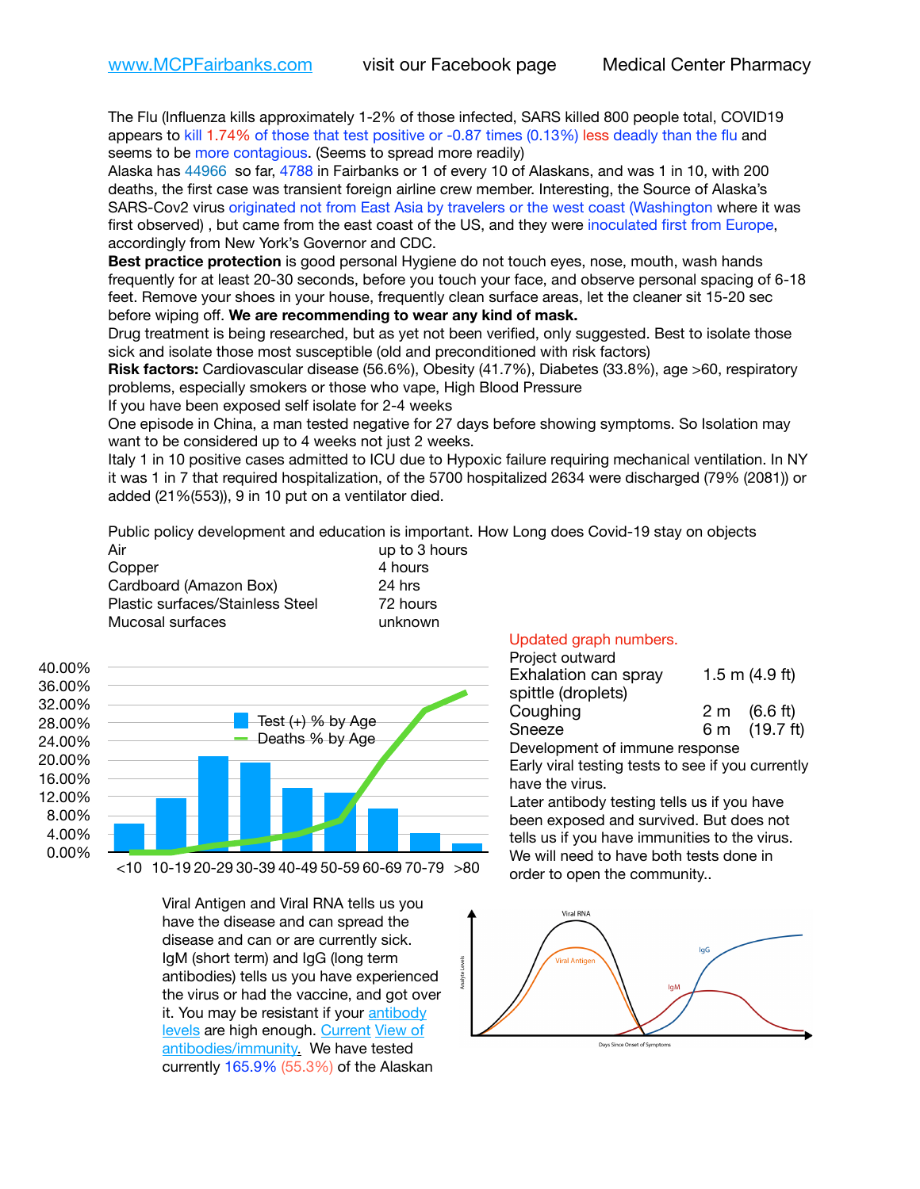www.MCPFairbanks.com visit our Facebook page Medical Center Pharmacy

The Flu (Influenza kills approximately 1-2% of those infected, SARS killed 800 people total, COVID19 appears to kill 1.74% of those that test positive or -0.87 times (0.13%) less deadly than the flu and seems to be more contagious. (Seems to spread more readily)

Alaska has 44966 so far, 4788 in Fairbanks or 1 of every 10 of Alaskans, and was 1 in 10, with 200 deaths, the first case was transient foreign airline crew member. Interesting, the Source of Alaska's SARS-Cov2 virus originated not from East Asia by travelers or the west coast (Washington where it was first observed) , but came from the east coast of the US, and they were inoculated first from Europe, accordingly from New York's Governor and CDC.

**Best practice protection** is good personal Hygiene do not touch eyes, nose, mouth, wash hands frequently for at least 20-30 seconds, before you touch your face, and observe personal spacing of 6-18 feet. Remove your shoes in your house, frequently clean surface areas, let the cleaner sit 15-20 sec before wiping off. **We are recommending to wear any kind of mask.**

Drug treatment is being researched, but as yet not been verified, only suggested. Best to isolate those sick and isolate those most susceptible (old and preconditioned with risk factors)

**Risk factors:** Cardiovascular disease (56.6%), Obesity (41.7%), Diabetes (33.8%), age >60, respiratory problems, especially smokers or those who vape, High Blood Pressure

If you have been exposed self isolate for 2-4 weeks

One episode in China, a man tested negative for 27 days before showing symptoms. So Isolation may want to be considered up to 4 weeks not just 2 weeks.

Italy 1 in 10 positive cases admitted to ICU due to Hypoxic failure requiring mechanical ventilation. In NY it was 1 in 7 that required hospitalization, of the 5700 hospitalized 2634 were discharged (79% (2081)) or added (21%(553)), 9 in 10 put on a ventilator died.

Public policy development and education is important. How Long does Covid-19 stay on objects

| | |
|---|---|
| Air | up to 3 hours |
| Copper | 4 hours |
| Cardboard (Amazon Box) | 24 hrs |
| Plastic surfaces/Stainless Steel | 72 hours |
| Mucosal surfaces | unknown |

Test (+) % by Age
Deaths % by Age

Updated graph numbers.

Project outward

| | |
|---|---|
| Exhalation can spray spittle (droplets) | 1.5 m (4.9 ft) |
| Coughing | 2 m (6.6 ft) |
| Sneeze | 6 m (19.7 ft) |

Development of immune response

Early viral testing tests to see if you currently have the virus.

Later antibody testing tells us if you have been exposed and survived. But does not tells us if you have immunities to the virus. We will need to have both tests done in order to open the community..

Viral Antigen and Viral RNA tells us you have the disease and can spread the disease and can or are currently sick. IgM (short term) and IgG (long term antibodies) tells us you have experienced the virus or had the vaccine, and got over it. You may be resistant if your antibody levels are high enough. Current View of antibodies/immunity. We have tested currently 165.9% (55.3%) of the Alaskan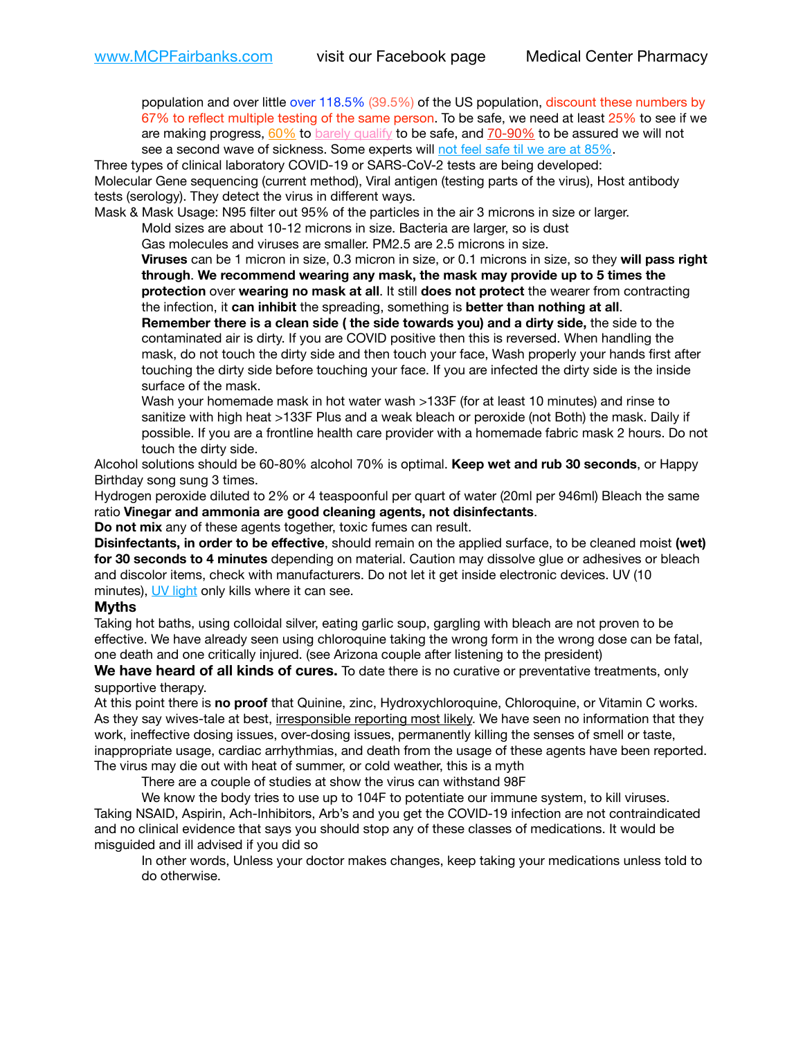population and over little over 118.5% (39.5%) of the US population, discount these numbers by 67% to reflect multiple testing of the same person. To be safe, we need at least 25% to see if we are making progress, 60% to barely qualify to be safe, and 70-90% to be assured we will not see a second wave of sickness. Some experts will not feel safe til we are at 85%.

Three types of clinical laboratory COVID-19 or SARS-CoV-2 tests are being developed:
Molecular Gene sequencing (current method), Viral antigen (testing parts of the virus), Host antibody tests (serology). They detect the virus in different ways.

Mask & Mask Usage: N95 filter out 95% of the particles in the air 3 microns in size or larger.

Mold sizes are about 10-12 microns in size. Bacteria are larger, so is dust

Gas molecules and viruses are smaller. PM2.5 are 2.5 microns in size.

**Viruses** can be 1 micron in size, 0.3 micron in size, or 0.1 microns in size, so they **will pass right through**. **We recommend wearing any mask, the mask may provide up to 5 times the protection** over **wearing no mask at all**. It still **does not protect** the wearer from contracting the infection, it **can inhibit** the spreading, something is **better than nothing at all**.

**Remember there is a clean side ( the side towards you) and a dirty side,** the side to the contaminated air is dirty. If you are COVID positive then this is reversed. When handling the mask, do not touch the dirty side and then touch your face, Wash properly your hands first after touching the dirty side before touching your face. If you are infected the dirty side is the inside surface of the mask.

Wash your homemade mask in hot water wash >133F (for at least 10 minutes) and rinse to sanitize with high heat >133F Plus and a weak bleach or peroxide (not Both) the mask. Daily if possible. If you are a frontline health care provider with a homemade fabric mask 2 hours. Do not touch the dirty side.

Alcohol solutions should be 60-80% alcohol 70% is optimal. **Keep wet and rub 30 seconds**, or Happy Birthday song sung 3 times.

Hydrogen peroxide diluted to 2% or 4 teaspoonful per quart of water (20ml per 946ml) Bleach the same ratio **Vinegar and ammonia are good cleaning agents, not disinfectants**.

**Do not mix** any of these agents together, toxic fumes can result.

**Disinfectants, in order to be effective**, should remain on the applied surface, to be cleaned moist **(wet) for 30 seconds to 4 minutes** depending on material. Caution may dissolve glue or adhesives or bleach and discolor items, check with manufacturers. Do not let it get inside electronic devices. UV (10 minutes), UV light only kills where it can see.

### Myths

Taking hot baths, using colloidal silver, eating garlic soup, gargling with bleach are not proven to be effective. We have already seen using chloroquine taking the wrong form in the wrong dose can be fatal, one death and one critically injured. (see Arizona couple after listening to the president)

**We have heard of all kinds of cures.** To date there is no curative or preventative treatments, only supportive therapy.

At this point there is **no proof** that Quinine, zinc, Hydroxychloroquine, Chloroquine, or Vitamin C works. As they say wives-tale at best, irresponsible reporting most likely. We have seen no information that they work, ineffective dosing issues, over-dosing issues, permanently killing the senses of smell or taste, inappropriate usage, cardiac arrhythmias, and death from the usage of these agents have been reported.

The virus may die out with heat of summer, or cold weather, this is a myth

There are a couple of studies at show the virus can withstand 98F

We know the body tries to use up to 104F to potentiate our immune system, to kill viruses.

Taking NSAID, Aspirin, Ach-Inhibitors, Arb's and you get the COVID-19 infection are not contraindicated and no clinical evidence that says you should stop any of these classes of medications. It would be misguided and ill advised if you did so

In other words, Unless your doctor makes changes, keep taking your medications unless told to do otherwise.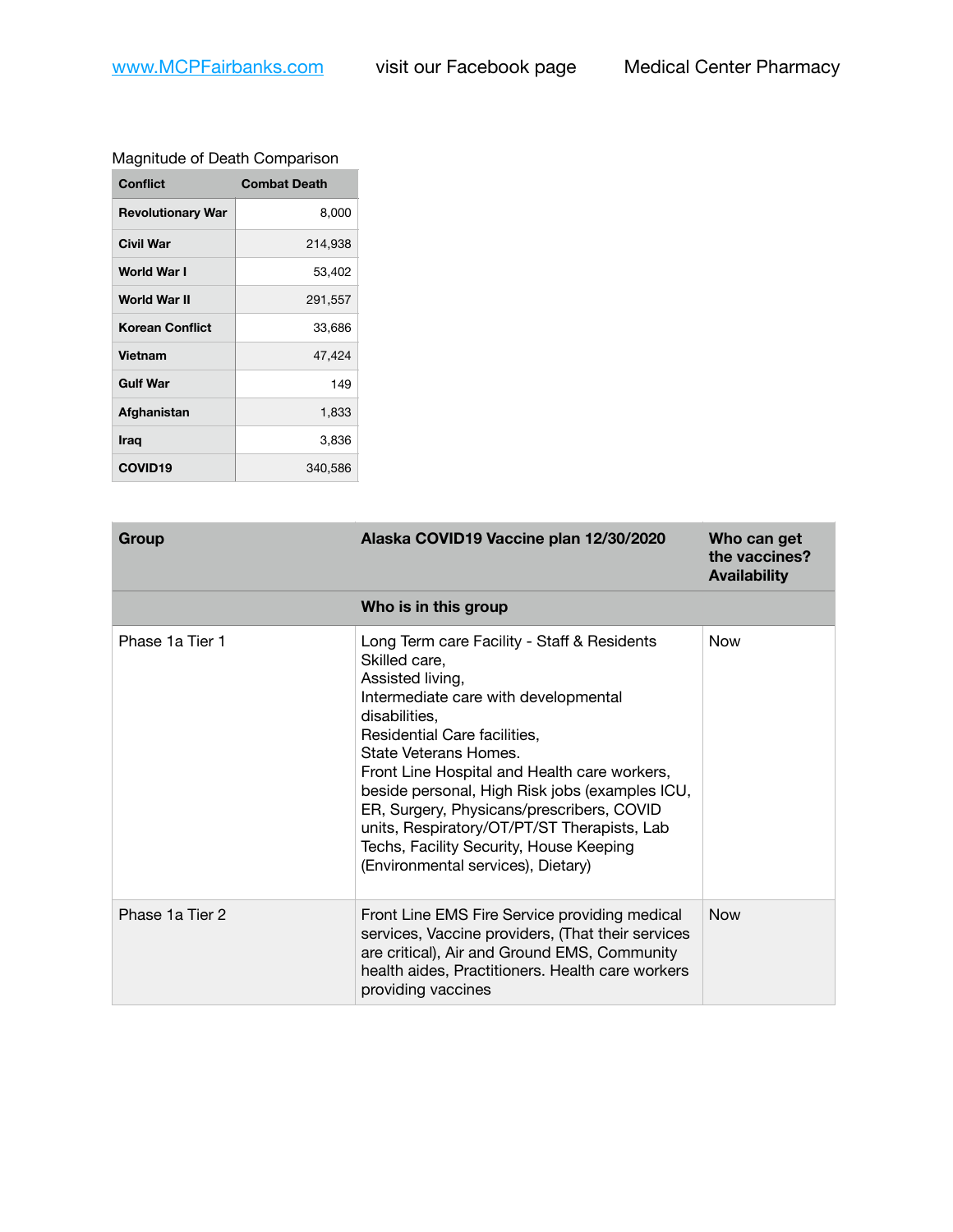www.MCPFairbanks.com visit our Facebook page Medical Center Pharmacy

Magnitude of Death Comparison

| Conflict | Combat Death |
|---|---|
| Revolutionary War | 8,000 |
| Civil War | 214,938 |
| World War I | 53,402 |
| World War II | 291,557 |
| Korean Conflict | 33,686 |
| Vietnam | 47,424 |
| Gulf War | 149 |
| Afghanistan | 1,833 |
| Iraq | 3,836 |
| COVID19 | 340,586 |

| Group | Alaska COVID19 Vaccine plan 12/30/2020 | Who can get the vaccines? Availability |
|---|---|---|
| | Who is in this group | |
| Phase 1a Tier 1 | Long Term care Facility - Staff & Residents Skilled care, Assisted living, Intermediate care with developmental disabilities, Residential Care facilities, State Veterans Homes. Front Line Hospital and Health care workers, beside personal, High Risk jobs (examples ICU, ER, Surgery, Physicans/prescribers, COVID units, Respiratory/OT/PT/ST Therapists, Lab Techs, Facility Security, House Keeping (Environmental services), Dietary) | Now |
| Phase 1a Tier 2 | Front Line EMS Fire Service providing medical services, Vaccine providers, (That their services are critical), Air and Ground EMS, Community health aides, Practitioners. Health care workers providing vaccines | Now |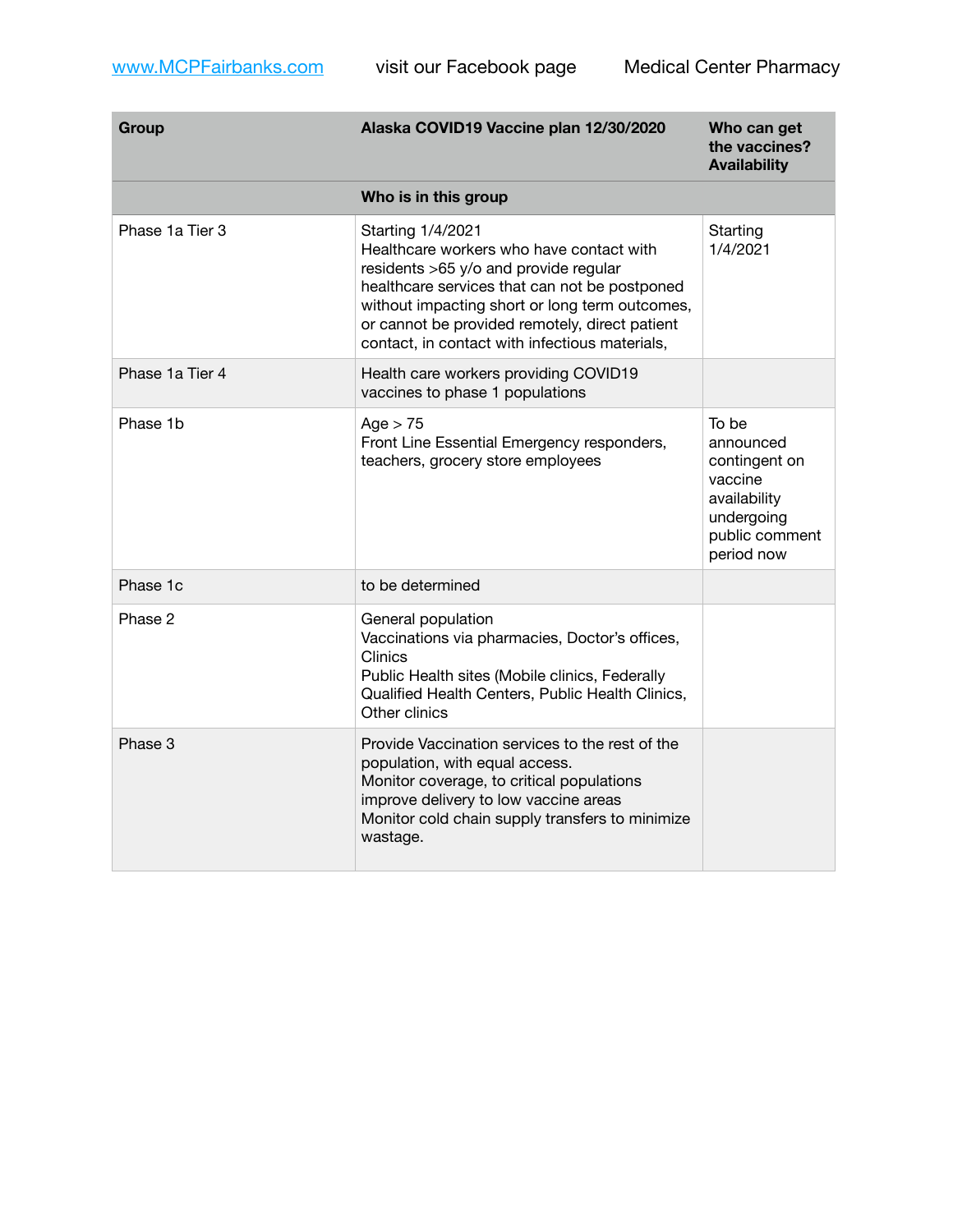www.MCPFairbanks.com visit our Facebook page Medical Center Pharmacy

| Group | Alaska COVID19 Vaccine plan 12/30/2020 | Who can get the vaccines? Availability |
|---|---|---|
| | **Who is in this group** | |
| Phase 1a Tier 3 | Starting 1/4/2021<br>Healthcare workers who have contact with residents >65 y/o and provide regular healthcare services that can not be postponed without impacting short or long term outcomes, or cannot be provided remotely, direct patient contact, in contact with infectious materials, | Starting 1/4/2021 |
| Phase 1a Tier 4 | Health care workers providing COVID19 vaccines to phase 1 populations | |
| Phase 1b | Age > 75<br>Front Line Essential Emergency responders, teachers, grocery store employees | To be announced contingent on vaccine availability undergoing public comment period now |
| Phase 1c | to be determined | |
| Phase 2 | General population<br>Vaccinations via pharmacies, Doctor's offices, Clinics<br>Public Health sites (Mobile clinics, Federally Qualified Health Centers, Public Health Clinics, Other clinics | |
| Phase 3 | Provide Vaccination services to the rest of the population, with equal access.<br>Monitor coverage, to critical populations improve delivery to low vaccine areas<br>Monitor cold chain supply transfers to minimize wastage. | |